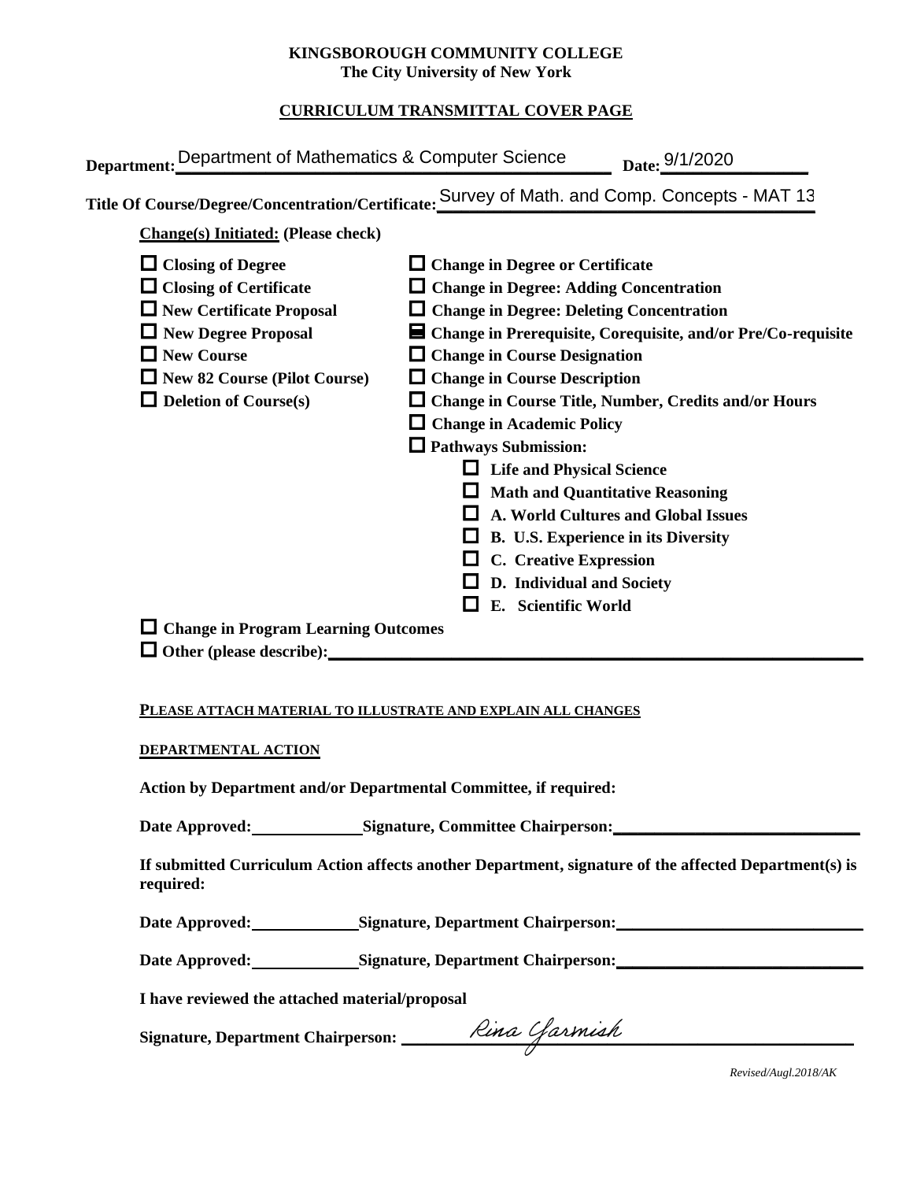**KINGSBOROUGH COMMUNITY COLLEGE**
**The City University of New York**

**CURRICULUM TRANSMITTAL COVER PAGE**

**Department:** Department of Mathematics & Computer Science **Date:** 9/1/2020

**Title Of Course/Degree/Concentration/Certificate:** Survey of Math. and Comp. Concepts - MAT 13

**Change(s) Initiated:** **(Please check)**

- ☐ **Closing of Degree**
- ☐ **Closing of Certificate**
- ☐ **New Certificate Proposal**
- ☐ **New Degree Proposal**
- ☐ **New Course**
- ☐ **New 82 Course (Pilot Course)**
- ☐ **Deletion of Course(s)**
- ☐ **Change in Degree or Certificate**
- ☐ **Change in Degree: Adding Concentration**
- ☐ **Change in Degree: Deleting Concentration**
- ☒ **Change in Prerequisite, Corequisite, and/or Pre/Co-requisite**
- ☐ **Change in Course Designation**
- ☐ **Change in Course Description**
- ☐ **Change in Course Title, Number, Credits and/or Hours**
- ☐ **Change in Academic Policy**
- ☐ **Pathways Submission:**
  - ☐ **Life and Physical Science**
  - ☐ **Math and Quantitative Reasoning**
  - ☐ **A. World Cultures and Global Issues**
  - ☐ **B. U.S. Experience in its Diversity**
  - ☐ **C. Creative Expression**
  - ☐ **D. Individual and Society**
  - ☐ **E. Scientific World**
- ☐ **Change in Program Learning Outcomes**
- ☐ **Other (please describe):** ______________________________

**PLEASE ATTACH MATERIAL TO ILLUSTRATE AND EXPLAIN ALL CHANGES**

**DEPARTMENTAL ACTION**

**Action by Department and/or Departmental Committee, if required:**

**Date Approved:** ____________ **Signature, Committee Chairperson:** ______________________________

**If submitted Curriculum Action affects another Department, signature of the affected Department(s) is required:**

**Date Approved:** ____________ **Signature, Department Chairperson:** ______________________________

**Date Approved:** ____________ **Signature, Department Chairperson:** ______________________________

**I have reviewed the attached material/proposal**

**Signature, Department Chairperson:** *Rina Yarmish*

*Revised/Augl.2018/AK*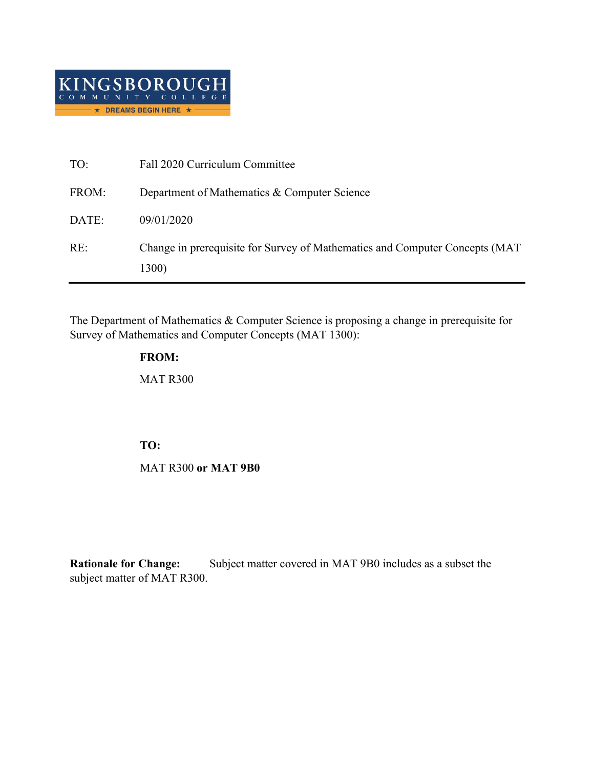KINGSBOROUGH
COMMUNITY COLLEGE
★ DREAMS BEGIN HERE ★

| | |
|---|---|
| TO: | Fall 2020 Curriculum Committee |
| FROM: | Department of Mathematics & Computer Science |
| DATE: | 09/01/2020 |
| RE: | Change in prerequisite for Survey of Mathematics and Computer Concepts (MAT 1300) |

---

The Department of Mathematics & Computer Science is proposing a change in prerequisite for Survey of Mathematics and Computer Concepts (MAT 1300):

**FROM:**

MAT R300

**TO:**

MAT R300 **or MAT 9B0**

**Rationale for Change:** Subject matter covered in MAT 9B0 includes as a subset the subject matter of MAT R300.